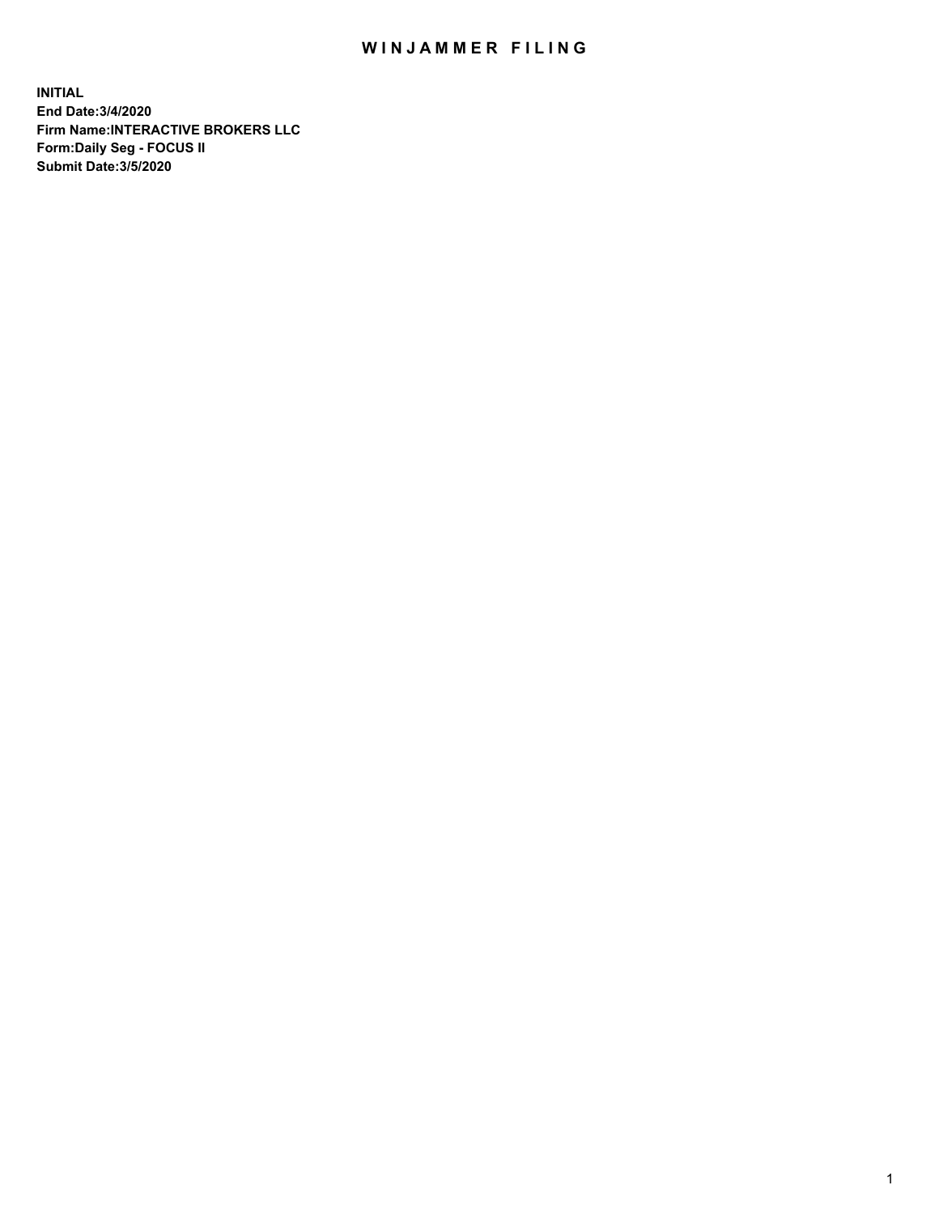# WINJAMMER FILING

**INITIAL**
**End Date:3/4/2020**
**Firm Name:INTERACTIVE BROKERS LLC**
**Form:Daily Seg - FOCUS II**
**Submit Date:3/5/2020**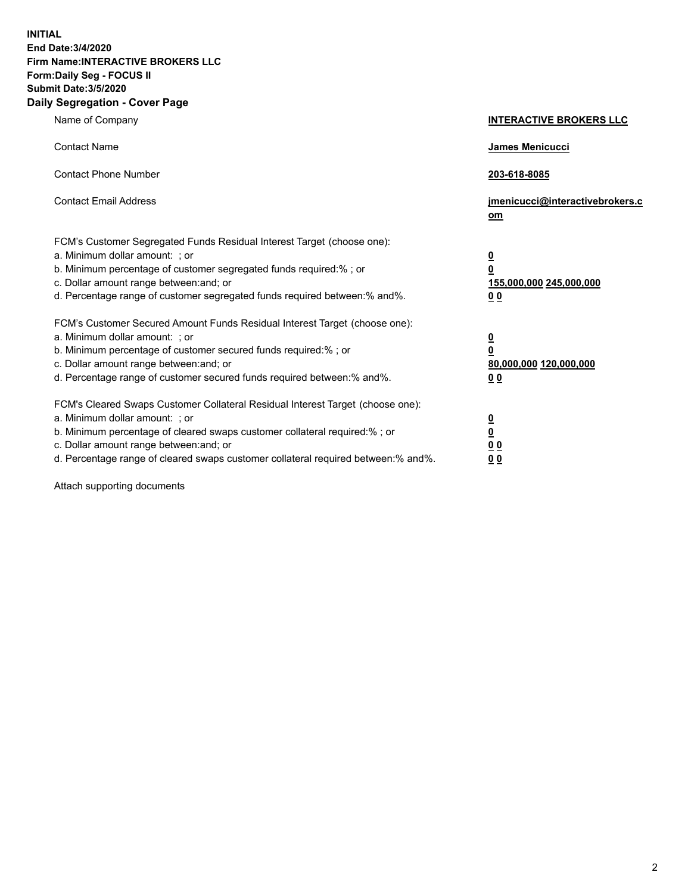**INITIAL**
**End Date:3/4/2020**
**Firm Name:INTERACTIVE BROKERS LLC**
**Form:Daily Seg - FOCUS II**
**Submit Date:3/5/2020**

## Daily Segregation - Cover Page

| | |
|---|---|
| Name of Company | **INTERACTIVE BROKERS LLC** |
| Contact Name | **James Menicucci** |
| Contact Phone Number | **203-618-8085** |
| Contact Email Address | **jmenicucci@interactivebrokers.com** |
| FCM's Customer Segregated Funds Residual Interest Target (choose one): | |
| a. Minimum dollar amount: ; or | **0** |
| b. Minimum percentage of customer segregated funds required:% ; or | **0** |
| c. Dollar amount range between:and; or | **155,000,000 245,000,000** |
| d. Percentage range of customer segregated funds required between:% and%. | **0 0** |
| FCM's Customer Secured Amount Funds Residual Interest Target (choose one): | |
| a. Minimum dollar amount: ; or | **0** |
| b. Minimum percentage of customer secured funds required:% ; or | **0** |
| c. Dollar amount range between:and; or | **80,000,000 120,000,000** |
| d. Percentage range of customer secured funds required between:% and%. | **0 0** |
| FCM's Cleared Swaps Customer Collateral Residual Interest Target (choose one): | |
| a. Minimum dollar amount: ; or | **0** |
| b. Minimum percentage of cleared swaps customer collateral required:% ; or | **0** |
| c. Dollar amount range between:and; or | **0 0** |
| d. Percentage range of cleared swaps customer collateral required between:% and%. | **0 0** |

Attach supporting documents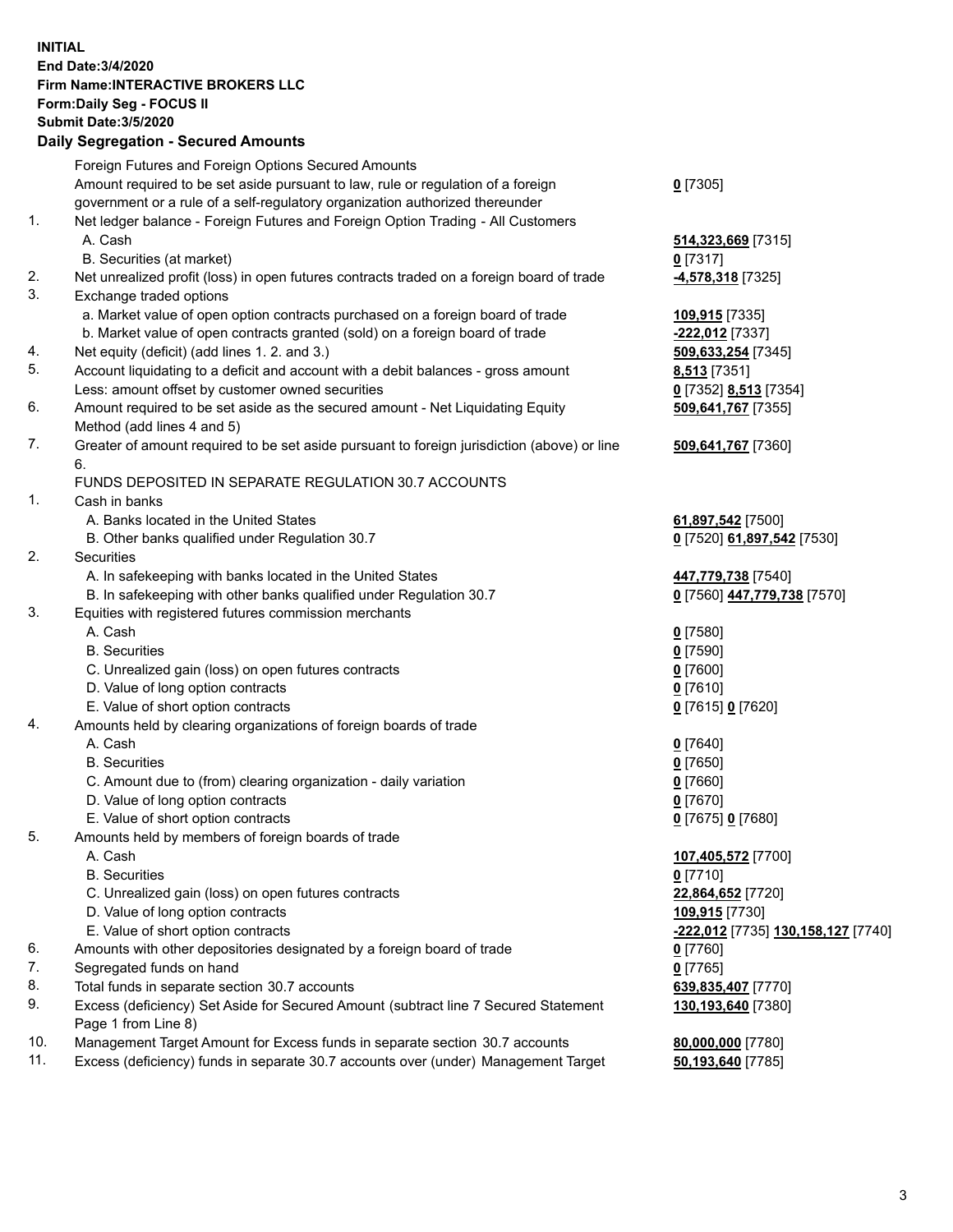**INITIAL**
**End Date:3/4/2020**
**Firm Name:INTERACTIVE BROKERS LLC**
**Form:Daily Seg - FOCUS II**
**Submit Date:3/5/2020**

## Daily Segregation - Secured Amounts

| | | |
|---|---|---|
| | Foreign Futures and Foreign Options Secured Amounts | |
| | Amount required to be set aside pursuant to law, rule or regulation of a foreign government or a rule of a self-regulatory organization authorized thereunder | **0** [7305] |
| 1. | Net ledger balance - Foreign Futures and Foreign Option Trading - All Customers | |
| | A. Cash | **514,323,669** [7315] |
| | B. Securities (at market) | **0** [7317] |
| 2. | Net unrealized profit (loss) in open futures contracts traded on a foreign board of trade | **-4,578,318** [7325] |
| 3. | Exchange traded options | |
| | a. Market value of open option contracts purchased on a foreign board of trade | **109,915** [7335] |
| | b. Market value of open contracts granted (sold) on a foreign board of trade | **-222,012** [7337] |
| 4. | Net equity (deficit) (add lines 1. 2. and 3.) | **509,633,254** [7345] |
| 5. | Account liquidating to a deficit and account with a debit balances - gross amount | **8,513** [7351] |
| | Less: amount offset by customer owned securities | **0** [7352] **8,513** [7354] |
| 6. | Amount required to be set aside as the secured amount - Net Liquidating Equity Method (add lines 4 and 5) | **509,641,767** [7355] |
| 7. | Greater of amount required to be set aside pursuant to foreign jurisdiction (above) or line 6. | **509,641,767** [7360] |
| | FUNDS DEPOSITED IN SEPARATE REGULATION 30.7 ACCOUNTS | |
| 1. | Cash in banks | |
| | A. Banks located in the United States | **61,897,542** [7500] |
| | B. Other banks qualified under Regulation 30.7 | **0** [7520] **61,897,542** [7530] |
| 2. | Securities | |
| | A. In safekeeping with banks located in the United States | **447,779,738** [7540] |
| | B. In safekeeping with other banks qualified under Regulation 30.7 | **0** [7560] **447,779,738** [7570] |
| 3. | Equities with registered futures commission merchants | |
| | A. Cash | **0** [7580] |
| | B. Securities | **0** [7590] |
| | C. Unrealized gain (loss) on open futures contracts | **0** [7600] |
| | D. Value of long option contracts | **0** [7610] |
| | E. Value of short option contracts | **0** [7615] **0** [7620] |
| 4. | Amounts held by clearing organizations of foreign boards of trade | |
| | A. Cash | **0** [7640] |
| | B. Securities | **0** [7650] |
| | C. Amount due to (from) clearing organization - daily variation | **0** [7660] |
| | D. Value of long option contracts | **0** [7670] |
| | E. Value of short option contracts | **0** [7675] **0** [7680] |
| 5. | Amounts held by members of foreign boards of trade | |
| | A. Cash | **107,405,572** [7700] |
| | B. Securities | **0** [7710] |
| | C. Unrealized gain (loss) on open futures contracts | **22,864,652** [7720] |
| | D. Value of long option contracts | **109,915** [7730] |
| | E. Value of short option contracts | **-222,012** [7735] **130,158,127** [7740] |
| 6. | Amounts with other depositories designated by a foreign board of trade | **0** [7760] |
| 7. | Segregated funds on hand | **0** [7765] |
| 8. | Total funds in separate section 30.7 accounts | **639,835,407** [7770] |
| 9. | Excess (deficiency) Set Aside for Secured Amount (subtract line 7 Secured Statement Page 1 from Line 8) | **130,193,640** [7380] |
| 10. | Management Target Amount for Excess funds in separate section 30.7 accounts | **80,000,000** [7780] |
| 11. | Excess (deficiency) funds in separate 30.7 accounts over (under) Management Target | **50,193,640** [7785] |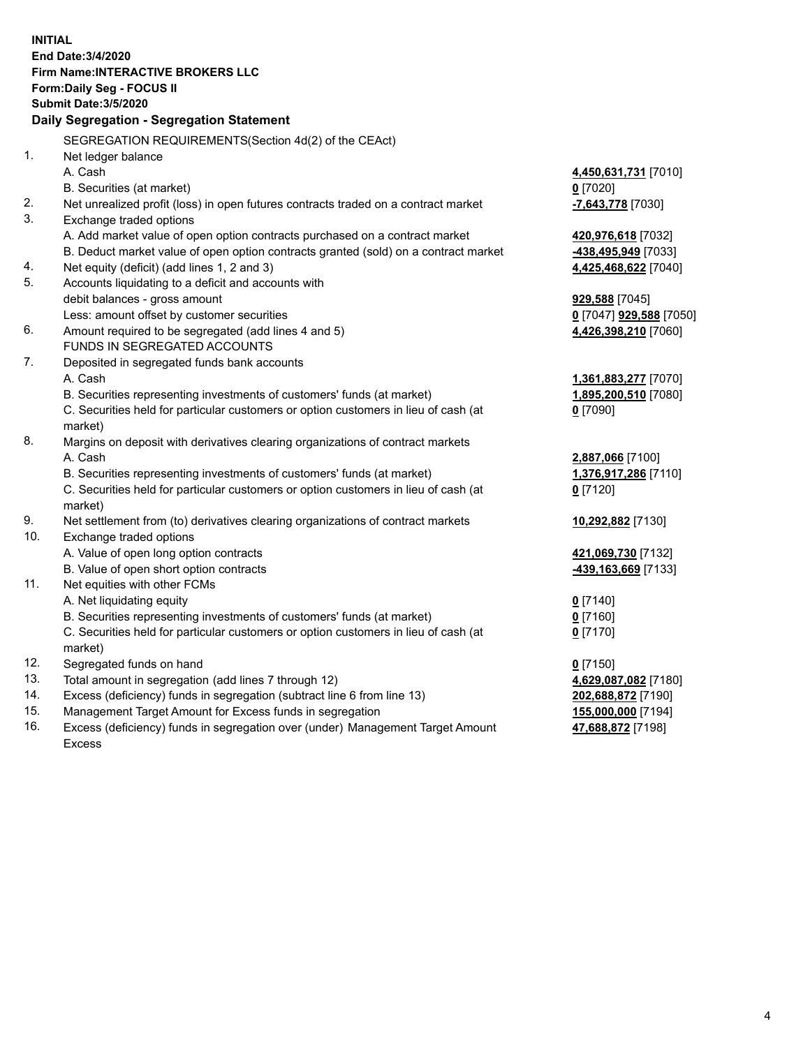**INITIAL**
**End Date:3/4/2020**
**Firm Name:INTERACTIVE BROKERS LLC**
**Form:Daily Seg - FOCUS II**
**Submit Date:3/5/2020**

## Daily Segregation - Segregation Statement

| | | |
|---|---|---|
| | SEGREGATION REQUIREMENTS(Section 4d(2) of the CEAct) | |
| 1. | Net ledger balance | |
| | A. Cash | **4,450,631,731** [7010] |
| | B. Securities (at market) | **0** [7020] |
| 2. | Net unrealized profit (loss) in open futures contracts traded on a contract market | **-7,643,778** [7030] |
| 3. | Exchange traded options | |
| | A. Add market value of open option contracts purchased on a contract market | **420,976,618** [7032] |
| | B. Deduct market value of open option contracts granted (sold) on a contract market | **-438,495,949** [7033] |
| 4. | Net equity (deficit) (add lines 1, 2 and 3) | **4,425,468,622** [7040] |
| 5. | Accounts liquidating to a deficit and accounts with debit balances - gross amount | **929,588** [7045] |
| | Less: amount offset by customer securities | **0** [7047] **929,588** [7050] |
| 6. | Amount required to be segregated (add lines 4 and 5) | **4,426,398,210** [7060] |
| | FUNDS IN SEGREGATED ACCOUNTS | |
| 7. | Deposited in segregated funds bank accounts | |
| | A. Cash | **1,361,883,277** [7070] |
| | B. Securities representing investments of customers' funds (at market) | **1,895,200,510** [7080] |
| | C. Securities held for particular customers or option customers in lieu of cash (at market) | **0** [7090] |
| 8. | Margins on deposit with derivatives clearing organizations of contract markets | |
| | A. Cash | **2,887,066** [7100] |
| | B. Securities representing investments of customers' funds (at market) | **1,376,917,286** [7110] |
| | C. Securities held for particular customers or option customers in lieu of cash (at market) | **0** [7120] |
| 9. | Net settlement from (to) derivatives clearing organizations of contract markets | **10,292,882** [7130] |
| 10. | Exchange traded options | |
| | A. Value of open long option contracts | **421,069,730** [7132] |
| | B. Value of open short option contracts | **-439,163,669** [7133] |
| 11. | Net equities with other FCMs | |
| | A. Net liquidating equity | **0** [7140] |
| | B. Securities representing investments of customers' funds (at market) | **0** [7160] |
| | C. Securities held for particular customers or option customers in lieu of cash (at market) | **0** [7170] |
| 12. | Segregated funds on hand | **0** [7150] |
| 13. | Total amount in segregation (add lines 7 through 12) | **4,629,087,082** [7180] |
| 14. | Excess (deficiency) funds in segregation (subtract line 6 from line 13) | **202,688,872** [7190] |
| 15. | Management Target Amount for Excess funds in segregation | **155,000,000** [7194] |
| 16. | Excess (deficiency) funds in segregation over (under) Management Target Amount Excess | **47,688,872** [7198] |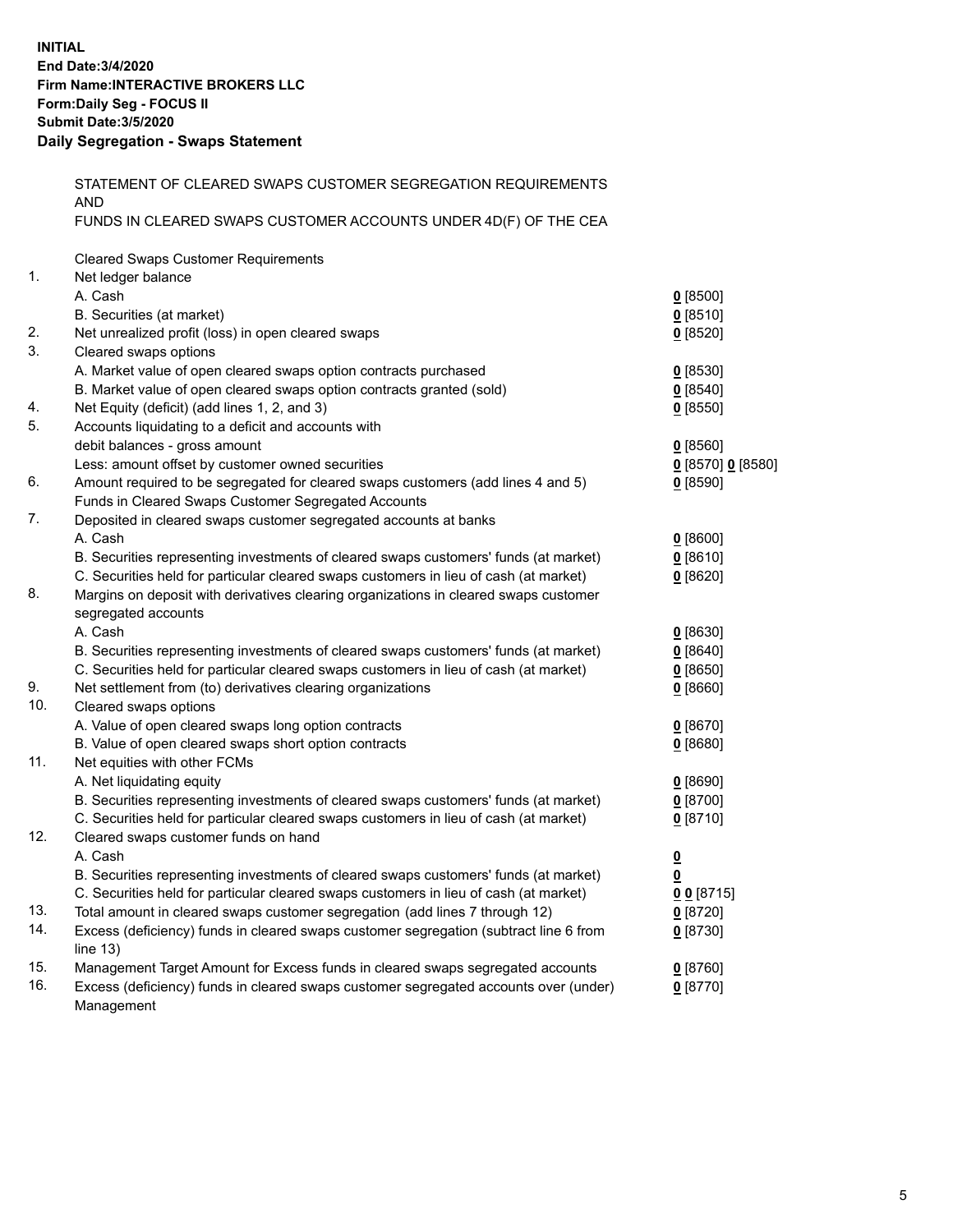**INITIAL**
**End Date:3/4/2020**
**Firm Name:INTERACTIVE BROKERS LLC**
**Form:Daily Seg - FOCUS II**
**Submit Date:3/5/2020**
**Daily Segregation - Swaps Statement**

STATEMENT OF CLEARED SWAPS CUSTOMER SEGREGATION REQUIREMENTS AND FUNDS IN CLEARED SWAPS CUSTOMER ACCOUNTS UNDER 4D(F) OF THE CEA

| | | |
|---|---|---|
| | Cleared Swaps Customer Requirements | |
| 1. | Net ledger balance | |
| | A. Cash | 0 [8500] |
| | B. Securities (at market) | 0 [8510] |
| 2. | Net unrealized profit (loss) in open cleared swaps | 0 [8520] |
| 3. | Cleared swaps options | |
| | A. Market value of open cleared swaps option contracts purchased | 0 [8530] |
| | B. Market value of open cleared swaps option contracts granted (sold) | 0 [8540] |
| 4. | Net Equity (deficit) (add lines 1, 2, and 3) | 0 [8550] |
| 5. | Accounts liquidating to a deficit and accounts with | |
| | debit balances - gross amount | 0 [8560] |
| | Less: amount offset by customer owned securities | 0 [8570] 0 [8580] |
| 6. | Amount required to be segregated for cleared swaps customers (add lines 4 and 5) | 0 [8590] |
| | Funds in Cleared Swaps Customer Segregated Accounts | |
| 7. | Deposited in cleared swaps customer segregated accounts at banks | |
| | A. Cash | 0 [8600] |
| | B. Securities representing investments of cleared swaps customers' funds (at market) | 0 [8610] |
| | C. Securities held for particular cleared swaps customers in lieu of cash (at market) | 0 [8620] |
| 8. | Margins on deposit with derivatives clearing organizations in cleared swaps customer segregated accounts | |
| | A. Cash | 0 [8630] |
| | B. Securities representing investments of cleared swaps customers' funds (at market) | 0 [8640] |
| | C. Securities held for particular cleared swaps customers in lieu of cash (at market) | 0 [8650] |
| 9. | Net settlement from (to) derivatives clearing organizations | 0 [8660] |
| 10. | Cleared swaps options | |
| | A. Value of open cleared swaps long option contracts | 0 [8670] |
| | B. Value of open cleared swaps short option contracts | 0 [8680] |
| 11. | Net equities with other FCMs | |
| | A. Net liquidating equity | 0 [8690] |
| | B. Securities representing investments of cleared swaps customers' funds (at market) | 0 [8700] |
| | C. Securities held for particular cleared swaps customers in lieu of cash (at market) | 0 [8710] |
| 12. | Cleared swaps customer funds on hand | |
| | A. Cash | 0 |
| | B. Securities representing investments of cleared swaps customers' funds (at market) | 0 |
| | C. Securities held for particular cleared swaps customers in lieu of cash (at market) | 0 0 [8715] |
| 13. | Total amount in cleared swaps customer segregation (add lines 7 through 12) | 0 [8720] |
| 14. | Excess (deficiency) funds in cleared swaps customer segregation (subtract line 6 from line 13) | 0 [8730] |
| 15. | Management Target Amount for Excess funds in cleared swaps segregated accounts | 0 [8760] |
| 16. | Excess (deficiency) funds in cleared swaps customer segregated accounts over (under) Management | 0 [8770] |